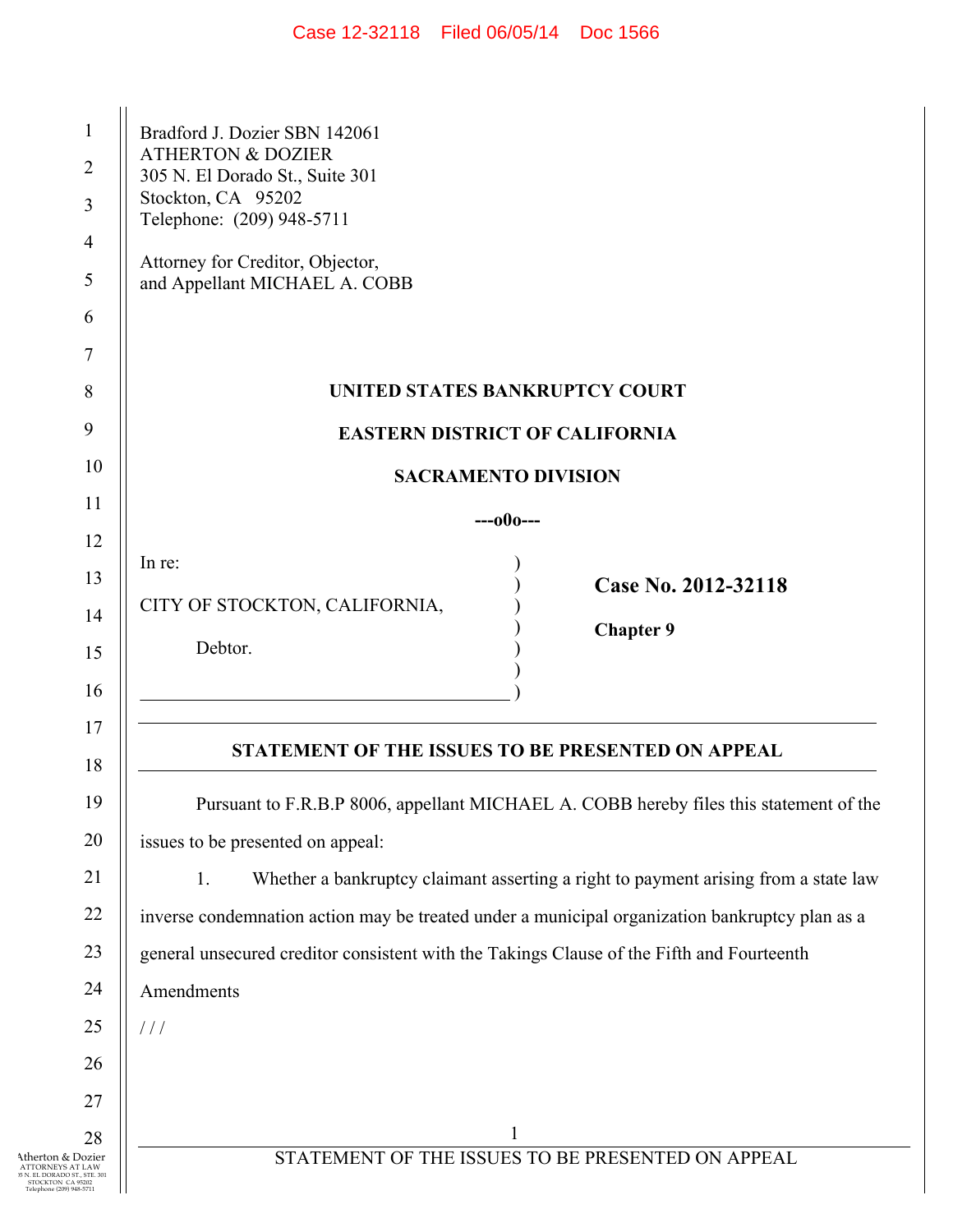Bradford J. Dozier SBN 142061
ATHERTON & DOZIER
305 N. El Dorado St., Suite 301
Stockton, CA 95202
Telephone: (209) 948-5711

Attorney for Creditor, Objector,
and Appellant MICHAEL A. COBB

**UNITED STATES BANKRUPTCY COURT**

**EASTERN DISTRICT OF CALIFORNIA**

**SACRAMENTO DIVISION**

**---o0o---**

In re:

CITY OF STOCKTON, CALIFORNIA,

Debtor.

**Case No. 2012-32118**

**Chapter 9**

## STATEMENT OF THE ISSUES TO BE PRESENTED ON APPEAL

Pursuant to F.R.B.P 8006, appellant MICHAEL A. COBB hereby files this statement of the issues to be presented on appeal:

1. Whether a bankruptcy claimant asserting a right to payment arising from a state law inverse condemnation action may be treated under a municipal organization bankruptcy plan as a general unsecured creditor consistent with the Takings Clause of the Fifth and Fourteenth Amendments

/ / /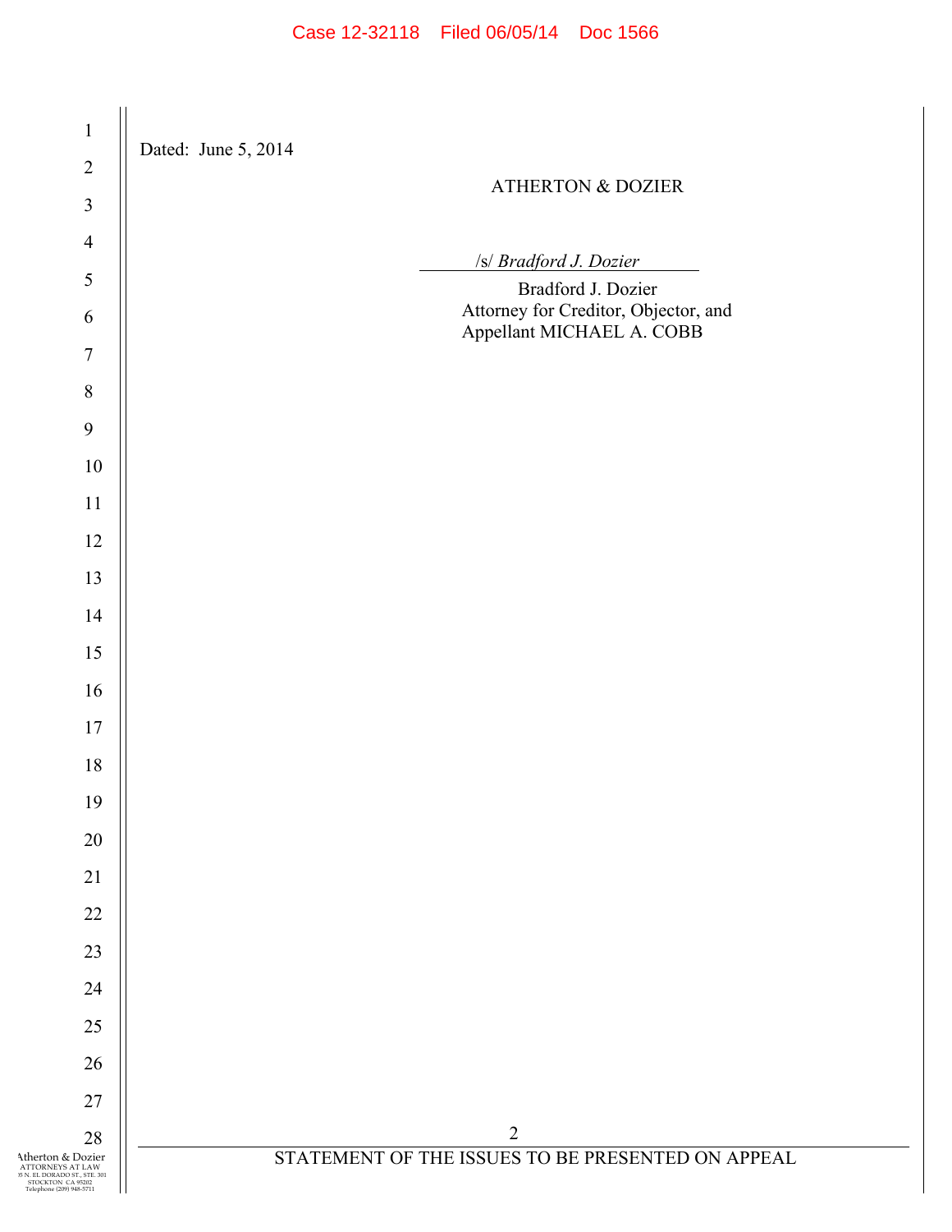Dated: June 5, 2014

ATHERTON & DOZIER

/s/ *Bradford J. Dozier*

Bradford J. Dozier
Attorney for Creditor, Objector, and
Appellant MICHAEL A. COBB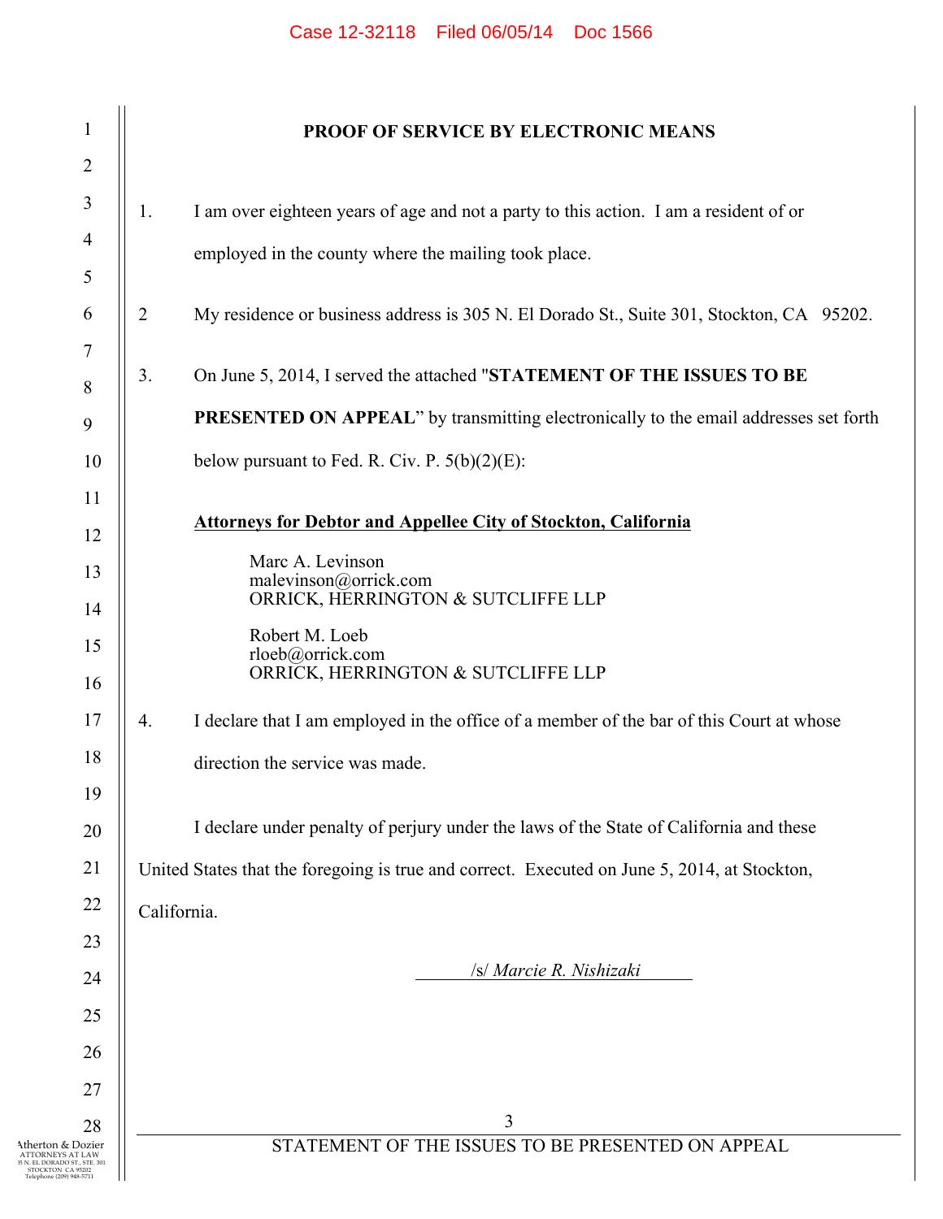## PROOF OF SERVICE BY ELECTRONIC MEANS

1. I am over eighteen years of age and not a party to this action. I am a resident of or employed in the county where the mailing took place.

2 My residence or business address is 305 N. El Dorado St., Suite 301, Stockton, CA 95202.

3. On June 5, 2014, I served the attached "**STATEMENT OF THE ISSUES TO BE PRESENTED ON APPEAL**" by transmitting electronically to the email addresses set forth below pursuant to Fed. R. Civ. P. 5(b)(2)(E):

**Attorneys for Debtor and Appellee City of Stockton, California**

Marc A. Levinson
malevinson@orrick.com
ORRICK, HERRINGTON & SUTCLIFFE LLP

Robert M. Loeb
rloeb@orrick.com
ORRICK, HERRINGTON & SUTCLIFFE LLP

4. I declare that I am employed in the office of a member of the bar of this Court at whose direction the service was made.

I declare under penalty of perjury under the laws of the State of California and these United States that the foregoing is true and correct. Executed on June 5, 2014, at Stockton, California.

/s/ *Marcie R. Nishizaki*